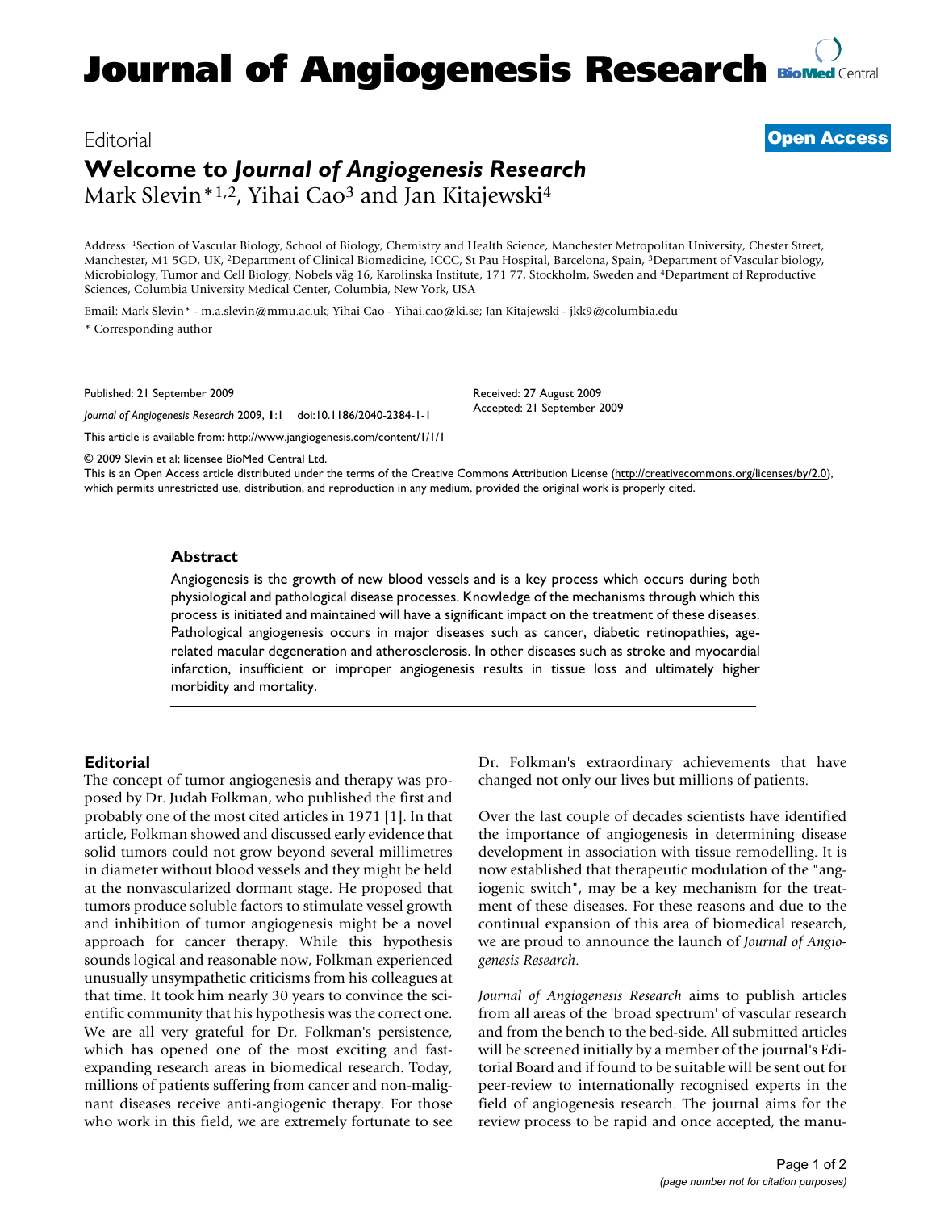Editorial

**Open Access**

# Welcome to *Journal of Angiogenesis Research*

Mark Slevin*[1,2], Yihai Cao[3] and Jan Kitajewski[4]

Address: [1]Section of Vascular Biology, School of Biology, Chemistry and Health Science, Manchester Metropolitan University, Chester Street, Manchester, M1 5GD, UK, [2]Department of Clinical Biomedicine, ICCC, St Pau Hospital, Barcelona, Spain, [3]Department of Vascular biology, Microbiology, Tumor and Cell Biology, Nobels väg 16, Karolinska Institute, 171 77, Stockholm, Sweden and [4]Department of Reproductive Sciences, Columbia University Medical Center, Columbia, New York, USA

Email: Mark Slevin* - m.a.slevin@mmu.ac.uk; Yihai Cao - Yihai.cao@ki.se; Jan Kitajewski - jkk9@columbia.edu

\* Corresponding author

Published: 21 September 2009

*Journal of Angiogenesis Research* 2009, **1**:1 doi:10.1186/2040-2384-1-1

Received: 27 August 2009
Accepted: 21 September 2009

This article is available from: http://www.jangiogenesis.com/content/1/1/1

© 2009 Slevin et al; licensee BioMed Central Ltd.
This is an Open Access article distributed under the terms of the Creative Commons Attribution License (http://creativecommons.org/licenses/by/2.0), which permits unrestricted use, distribution, and reproduction in any medium, provided the original work is properly cited.

## Abstract

Angiogenesis is the growth of new blood vessels and is a key process which occurs during both physiological and pathological disease processes. Knowledge of the mechanisms through which this process is initiated and maintained will have a significant impact on the treatment of these diseases. Pathological angiogenesis occurs in major diseases such as cancer, diabetic retinopathies, age-related macular degeneration and atherosclerosis. In other diseases such as stroke and myocardial infarction, insufficient or improper angiogenesis results in tissue loss and ultimately higher morbidity and mortality.

## Editorial

The concept of tumor angiogenesis and therapy was proposed by Dr. Judah Folkman, who published the first and probably one of the most cited articles in 1971 [1]. In that article, Folkman showed and discussed early evidence that solid tumors could not grow beyond several millimetres in diameter without blood vessels and they might be held at the nonvascularized dormant stage. He proposed that tumors produce soluble factors to stimulate vessel growth and inhibition of tumor angiogenesis might be a novel approach for cancer therapy. While this hypothesis sounds logical and reasonable now, Folkman experienced unusually unsympathetic criticisms from his colleagues at that time. It took him nearly 30 years to convince the scientific community that his hypothesis was the correct one. We are all very grateful for Dr. Folkman's persistence, which has opened one of the most exciting and fast-expanding research areas in biomedical research. Today, millions of patients suffering from cancer and non-malignant diseases receive anti-angiogenic therapy. For those who work in this field, we are extremely fortunate to see Dr. Folkman's extraordinary achievements that have changed not only our lives but millions of patients.

Over the last couple of decades scientists have identified the importance of angiogenesis in determining disease development in association with tissue remodelling. It is now established that therapeutic modulation of the "angiogenic switch", may be a key mechanism for the treatment of these diseases. For these reasons and due to the continual expansion of this area of biomedical research, we are proud to announce the launch of *Journal of Angiogenesis Research*.

*Journal of Angiogenesis Research* aims to publish articles from all areas of the 'broad spectrum' of vascular research and from the bench to the bed-side. All submitted articles will be screened initially by a member of the journal's Editorial Board and if found to be suitable will be sent out for peer-review to internationally recognised experts in the field of angiogenesis research. The journal aims for the review process to be rapid and once accepted, the manu-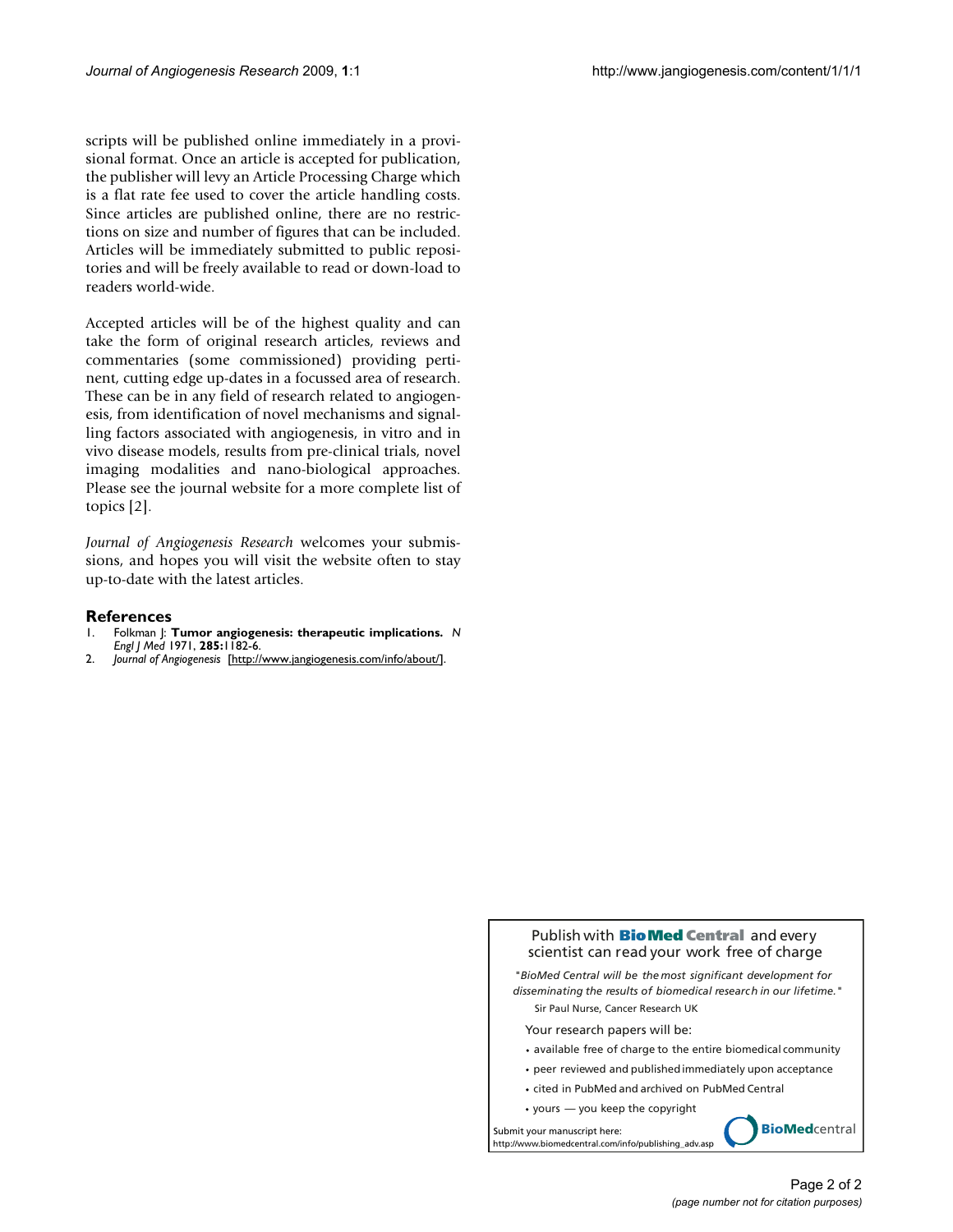scripts will be published online immediately in a provisional format. Once an article is accepted for publication, the publisher will levy an Article Processing Charge which is a flat rate fee used to cover the article handling costs. Since articles are published online, there are no restrictions on size and number of figures that can be included. Articles will be immediately submitted to public repositories and will be freely available to read or down-load to readers world-wide.

Accepted articles will be of the highest quality and can take the form of original research articles, reviews and commentaries (some commissioned) providing pertinent, cutting edge up-dates in a focussed area of research. These can be in any field of research related to angiogenesis, from identification of novel mechanisms and signalling factors associated with angiogenesis, in vitro and in vivo disease models, results from pre-clinical trials, novel imaging modalities and nano-biological approaches. Please see the journal website for a more complete list of topics [2].

*Journal of Angiogenesis Research* welcomes your submissions, and hopes you will visit the website often to stay up-to-date with the latest articles.

## References

1. Folkman J: **Tumor angiogenesis: therapeutic implications.** *N Engl J Med* 1971, **285:**1182-6.
2. *Journal of Angiogenesis* [http://www.jangiogenesis.com/info/about/].

Publish with **BioMed Central** and every scientist can read your work free of charge

"*BioMed Central will be the most significant development for disseminating the results of biomedical research in our lifetime.*"
Sir Paul Nurse, Cancer Research UK

Your research papers will be:

- available free of charge to the entire biomedical community
- peer reviewed and published immediately upon acceptance
- cited in PubMed and archived on PubMed Central
- yours — you keep the copyright

Submit your manuscript here:
http://www.biomedcentral.com/info/publishing_adv.asp

**BioMed**central